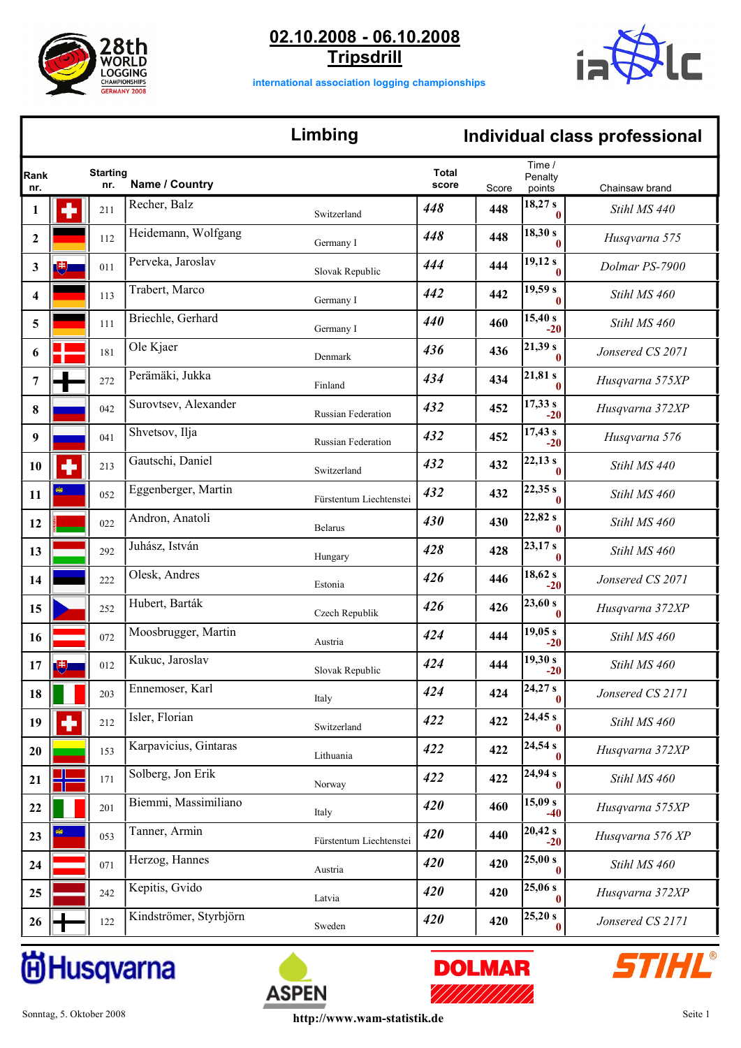# 02.10.2008 - 06.10.2008
## Tripsdrill

international association logging championships

28th WORLD LOGGING CHAMPIONSHIPS GERMANY 2008

## Limbing — Individual class professional

| Rank nr. | Starting nr. | Name / Country | | Total score | Score | Time / Penalty points | | Chainsaw brand |
|---|---|---|---|---|---|---|---|---|
| 1 | 211 | Recher, Balz | Switzerland | 448 | 448 | 18,27 s | 0 | Stihl MS 440 |
| 2 | 112 | Heidemann, Wolfgang | Germany I | 448 | 448 | 18,30 s | 0 | Husqvarna 575 |
| 3 | 011 | Perveka, Jaroslav | Slovak Republic | 444 | 444 | 19,12 s | 0 | Dolmar PS-7900 |
| 4 | 113 | Trabert, Marco | Germany I | 442 | 442 | 19,59 s | 0 | Stihl MS 460 |
| 5 | 111 | Briechle, Gerhard | Germany I | 440 | 460 | 15,40 s | -20 | Stihl MS 460 |
| 6 | 181 | Ole Kjaer | Denmark | 436 | 436 | 21,39 s | 0 | Jonsered CS 2071 |
| 7 | 272 | Perämäki, Jukka | Finland | 434 | 434 | 21,81 s | 0 | Husqvarna 575XP |
| 8 | 042 | Surovtsev, Alexander | Russian Federation | 432 | 452 | 17,33 s | -20 | Husqvarna 372XP |
| 9 | 041 | Shvetsov, Ilja | Russian Federation | 432 | 452 | 17,43 s | -20 | Husqvarna 576 |
| 10 | 213 | Gautschi, Daniel | Switzerland | 432 | 432 | 22,13 s | 0 | Stihl MS 440 |
| 11 | 052 | Eggenberger, Martin | Fürstentum Liechtenstei | 432 | 432 | 22,35 s | 0 | Stihl MS 460 |
| 12 | 022 | Andron, Anatoli | Belarus | 430 | 430 | 22,82 s | 0 | Stihl MS 460 |
| 13 | 292 | Juhász, István | Hungary | 428 | 428 | 23,17 s | 0 | Stihl MS 460 |
| 14 | 222 | Olesk, Andres | Estonia | 426 | 446 | 18,62 s | -20 | Jonsered CS 2071 |
| 15 | 252 | Hubert, Barták | Czech Republik | 426 | 426 | 23,60 s | 0 | Husqvarna 372XP |
| 16 | 072 | Moosbrugger, Martin | Austria | 424 | 444 | 19,05 s | -20 | Stihl MS 460 |
| 17 | 012 | Kukuc, Jaroslav | Slovak Republic | 424 | 444 | 19,30 s | -20 | Stihl MS 460 |
| 18 | 203 | Ennemoser, Karl | Italy | 424 | 424 | 24,27 s | 0 | Jonsered CS 2171 |
| 19 | 212 | Isler, Florian | Switzerland | 422 | 422 | 24,45 s | 0 | Stihl MS 460 |
| 20 | 153 | Karpavicius, Gintaras | Lithuania | 422 | 422 | 24,54 s | 0 | Husqvarna 372XP |
| 21 | 171 | Solberg, Jon Erik | Norway | 422 | 422 | 24,94 s | 0 | Stihl MS 460 |
| 22 | 201 | Biemmi, Massimiliano | Italy | 420 | 460 | 15,09 s | -40 | Husqvarna 575XP |
| 23 | 053 | Tanner, Armin | Fürstentum Liechtenstei | 420 | 440 | 20,42 s | -20 | Husqvarna 576 XP |
| 24 | 071 | Herzog, Hannes | Austria | 420 | 420 | 25,00 s | 0 | Stihl MS 460 |
| 25 | 242 | Kepitis, Gvido | Latvia | 420 | 420 | 25,06 s | 0 | Husqvarna 372XP |
| 26 | 122 | Kindströmer, Styrbjörn | Sweden | 420 | 420 | 25,20 s | 0 | Jonsered CS 2171 |

Sonntag, 5. Oktober 2008

http://www.wam-statistik.de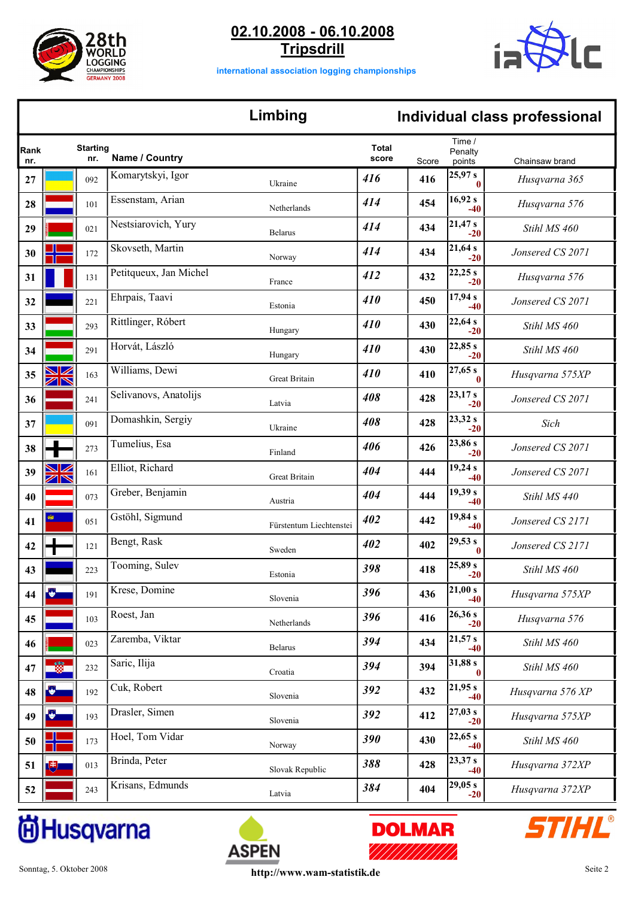# 02.10.2008 - 06.10.2008
## Tripsdrill

international association logging championships

## Limbing — Individual class professional

| Rank nr. | Starting nr. | Name / Country | | Total score | Score | Time / Penalty points | | Chainsaw brand |
|---|---|---|---|---|---|---|---|---|
| 27 | 092 | Komarytskyi, Igor | Ukraine | 416 | 416 | 25,97 s | 0 | Husqvarna 365 |
| 28 | 101 | Essenstam, Arian | Netherlands | 414 | 454 | 16,92 s | -40 | Husqvarna 576 |
| 29 | 021 | Nestsiarovich, Yury | Belarus | 414 | 434 | 21,47 s | -20 | Stihl MS 460 |
| 30 | 172 | Skovseth, Martin | Norway | 414 | 434 | 21,64 s | -20 | Jonsered CS 2071 |
| 31 | 131 | Petitqueux, Jan Michel | France | 412 | 432 | 22,25 s | -20 | Husqvarna 576 |
| 32 | 221 | Ehrpais, Taavi | Estonia | 410 | 450 | 17,94 s | -40 | Jonsered CS 2071 |
| 33 | 293 | Rittlinger, Róbert | Hungary | 410 | 430 | 22,64 s | -20 | Stihl MS 460 |
| 34 | 291 | Horvát, László | Hungary | 410 | 430 | 22,85 s | -20 | Stihl MS 460 |
| 35 | 163 | Williams, Dewi | Great Britain | 410 | 410 | 27,65 s | 0 | Husqvarna 575XP |
| 36 | 241 | Selivanovs, Anatolijs | Latvia | 408 | 428 | 23,17 s | -20 | Jonsered CS 2071 |
| 37 | 091 | Domashkin, Sergiy | Ukraine | 408 | 428 | 23,32 s | -20 | Sich |
| 38 | 273 | Tumelius, Esa | Finland | 406 | 426 | 23,86 s | -20 | Jonsered CS 2071 |
| 39 | 161 | Elliot, Richard | Great Britain | 404 | 444 | 19,24 s | -40 | Jonsered CS 2071 |
| 40 | 073 | Greber, Benjamin | Austria | 404 | 444 | 19,39 s | -40 | Stihl MS 440 |
| 41 | 051 | Gstöhl, Sigmund | Fürstentum Liechtenstei | 402 | 442 | 19,84 s | -40 | Jonsered CS 2171 |
| 42 | 121 | Bengt, Rask | Sweden | 402 | 402 | 29,53 s | 0 | Jonsered CS 2171 |
| 43 | 223 | Tooming, Sulev | Estonia | 398 | 418 | 25,89 s | -20 | Stihl MS 460 |
| 44 | 191 | Krese, Domine | Slovenia | 396 | 436 | 21,00 s | -40 | Husqvarna 575XP |
| 45 | 103 | Roest, Jan | Netherlands | 396 | 416 | 26,36 s | -20 | Husqvarna 576 |
| 46 | 023 | Zaremba, Viktar | Belarus | 394 | 434 | 21,57 s | -40 | Stihl MS 460 |
| 47 | 232 | Saric, Ilija | Croatia | 394 | 394 | 31,88 s | 0 | Stihl MS 460 |
| 48 | 192 | Cuk, Robert | Slovenia | 392 | 432 | 21,95 s | -40 | Husqvarna 576 XP |
| 49 | 193 | Drasler, Simen | Slovenia | 392 | 412 | 27,03 s | -20 | Husqvarna 575XP |
| 50 | 173 | Hoel, Tom Vidar | Norway | 390 | 430 | 22,65 s | -40 | Stihl MS 460 |
| 51 | 013 | Brinda, Peter | Slovak Republic | 388 | 428 | 23,37 s | -40 | Husqvarna 372XP |
| 52 | 243 | Krisans, Edmunds | Latvia | 384 | 404 | 29,05 s | -20 | Husqvarna 372XP |

Sonntag, 5. Oktober 2008

http://www.wam-statistik.de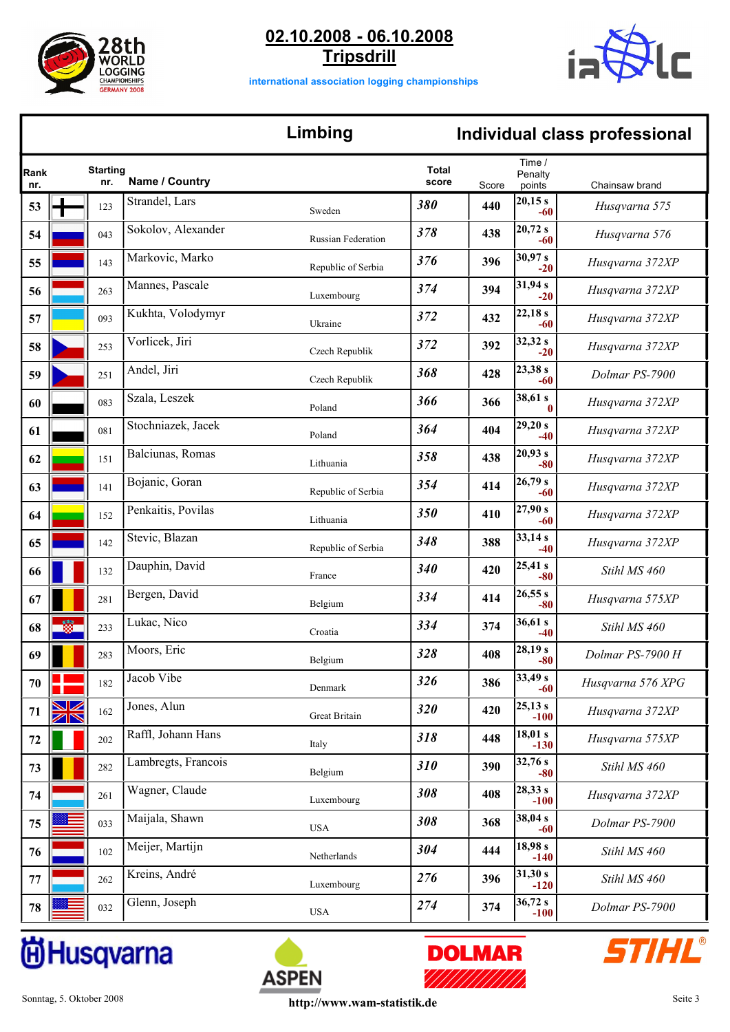# 02.10.2008 - 06.10.2008
## Tripsdrill

international association logging championships

## Limbing — Individual class professional

| Rank nr. | Starting nr. | Name / Country | | Total score | Score | Time / Penalty points | | Chainsaw brand |
|---|---|---|---|---|---|---|---|---|
| 53 | 123 | Strandel, Lars | Sweden | 380 | 440 | 20,15 s | -60 | Husqvarna 575 |
| 54 | 043 | Sokolov, Alexander | Russian Federation | 378 | 438 | 20,72 s | -60 | Husqvarna 576 |
| 55 | 143 | Markovic, Marko | Republic of Serbia | 376 | 396 | 30,97 s | -20 | Husqvarna 372XP |
| 56 | 263 | Mannes, Pascale | Luxembourg | 374 | 394 | 31,94 s | -20 | Husqvarna 372XP |
| 57 | 093 | Kukhta, Volodymyr | Ukraine | 372 | 432 | 22,18 s | -60 | Husqvarna 372XP |
| 58 | 253 | Vorlicek, Jiri | Czech Republik | 372 | 392 | 32,32 s | -20 | Husqvarna 372XP |
| 59 | 251 | Andel, Jiri | Czech Republik | 368 | 428 | 23,38 s | -60 | Dolmar PS-7900 |
| 60 | 083 | Szala, Leszek | Poland | 366 | 366 | 38,61 s | 0 | Husqvarna 372XP |
| 61 | 081 | Stochniazek, Jacek | Poland | 364 | 404 | 29,20 s | -40 | Husqvarna 372XP |
| 62 | 151 | Balciunas, Romas | Lithuania | 358 | 438 | 20,93 s | -80 | Husqvarna 372XP |
| 63 | 141 | Bojanic, Goran | Republic of Serbia | 354 | 414 | 26,79 s | -60 | Husqvarna 372XP |
| 64 | 152 | Penkaitis, Povilas | Lithuania | 350 | 410 | 27,90 s | -60 | Husqvarna 372XP |
| 65 | 142 | Stevic, Blazan | Republic of Serbia | 348 | 388 | 33,14 s | -40 | Husqvarna 372XP |
| 66 | 132 | Dauphin, David | France | 340 | 420 | 25,41 s | -80 | Stihl MS 460 |
| 67 | 281 | Bergen, David | Belgium | 334 | 414 | 26,55 s | -80 | Husqvarna 575XP |
| 68 | 233 | Lukac, Nico | Croatia | 334 | 374 | 36,61 s | -40 | Stihl MS 460 |
| 69 | 283 | Moors, Eric | Belgium | 328 | 408 | 28,19 s | -80 | Dolmar PS-7900 H |
| 70 | 182 | Jacob Vibe | Denmark | 326 | 386 | 33,49 s | -60 | Husqvarna 576 XPG |
| 71 | 162 | Jones, Alun | Great Britain | 320 | 420 | 25,13 s | -100 | Husqvarna 372XP |
| 72 | 202 | Raffl, Johann Hans | Italy | 318 | 448 | 18,01 s | -130 | Husqvarna 575XP |
| 73 | 282 | Lambregts, Francois | Belgium | 310 | 390 | 32,76 s | -80 | Stihl MS 460 |
| 74 | 261 | Wagner, Claude | Luxembourg | 308 | 408 | 28,33 s | -100 | Husqvarna 372XP |
| 75 | 033 | Maijala, Shawn | USA | 308 | 368 | 38,04 s | -60 | Dolmar PS-7900 |
| 76 | 102 | Meijer, Martijn | Netherlands | 304 | 444 | 18,98 s | -140 | Stihl MS 460 |
| 77 | 262 | Kreins, André | Luxembourg | 276 | 396 | 31,30 s | -120 | Stihl MS 460 |
| 78 | 032 | Glenn, Joseph | USA | 274 | 374 | 36,72 s | -100 | Dolmar PS-7900 |

Sonntag, 5. Oktober 2008

http://www.wam-statistik.de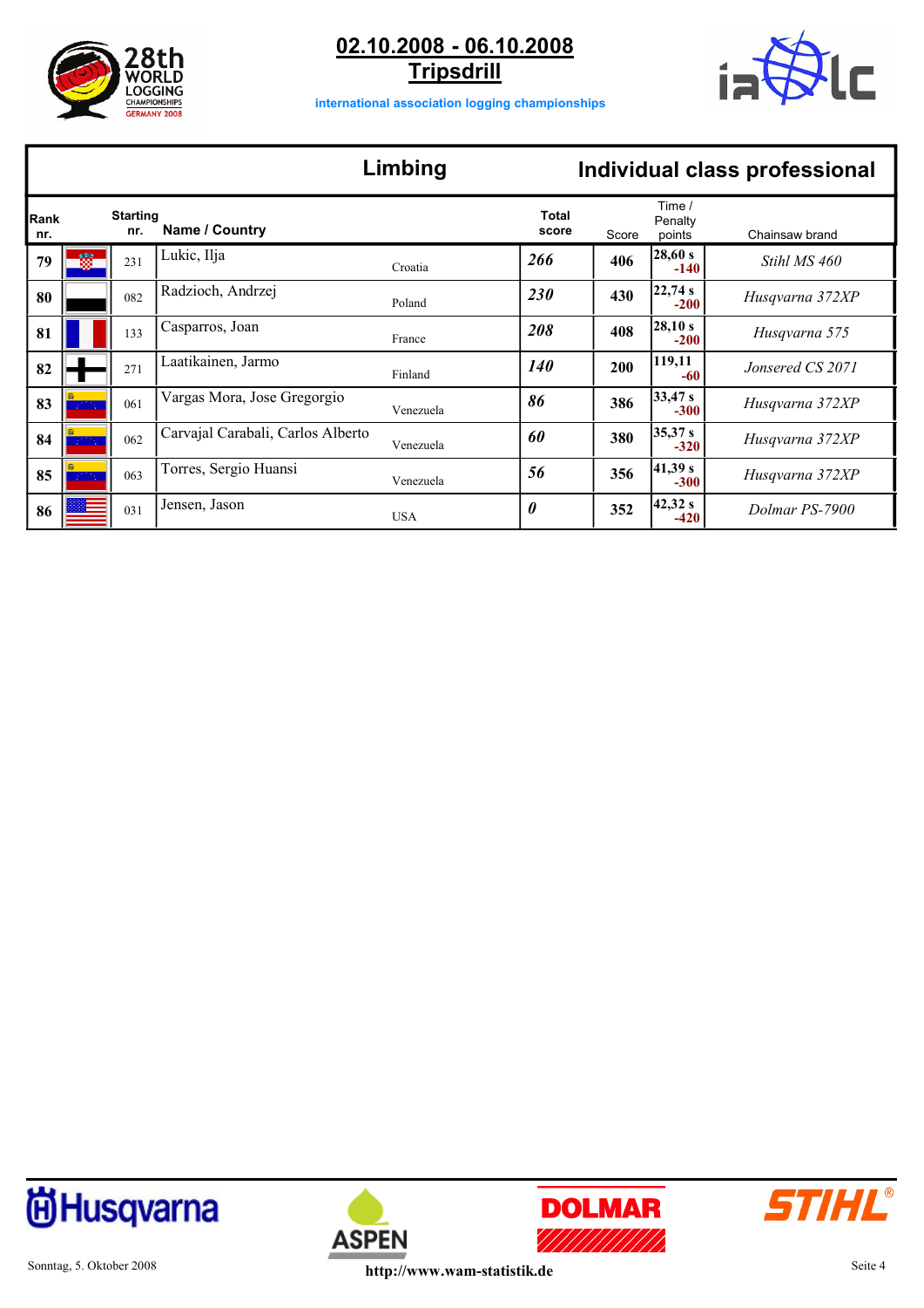**02.10.2008 - 06.10.2008**

**Tripsdrill**

international association logging championships

## Limbing — Individual class professional

| Rank nr. | | Starting nr. | Name / Country | | Total score | Score | Time / Penalty points | Chainsaw brand |
|---|---|---|---|---|---|---|---|---|
| 79 | | 231 | Lukic, Ilja | Croatia | *266* | 406 | 28,60 s -140 | *Stihl MS 460* |
| 80 | | 082 | Radzioch, Andrzej | Poland | *230* | 430 | 22,74 s -200 | *Husqvarna 372XP* |
| 81 | | 133 | Casparros, Joan | France | *208* | 408 | 28,10 s -200 | *Husqvarna 575* |
| 82 | | 271 | Laatikainen, Jarmo | Finland | *140* | 200 | 119,11 -60 | *Jonsered CS 2071* |
| 83 | | 061 | Vargas Mora, Jose Gregorgio | Venezuela | *86* | 386 | 33,47 s -300 | *Husqvarna 372XP* |
| 84 | | 062 | Carvajal Carabali, Carlos Alberto | Venezuela | *60* | 380 | 35,37 s -320 | *Husqvarna 372XP* |
| 85 | | 063 | Torres, Sergio Huansi | Venezuela | *56* | 356 | 41,39 s -300 | *Husqvarna 372XP* |
| 86 | | 031 | Jensen, Jason | USA | *0* | 352 | 42,32 s -420 | *Dolmar PS-7900* |

Sonntag, 5. Oktober 2008

http://www.wam-statistik.de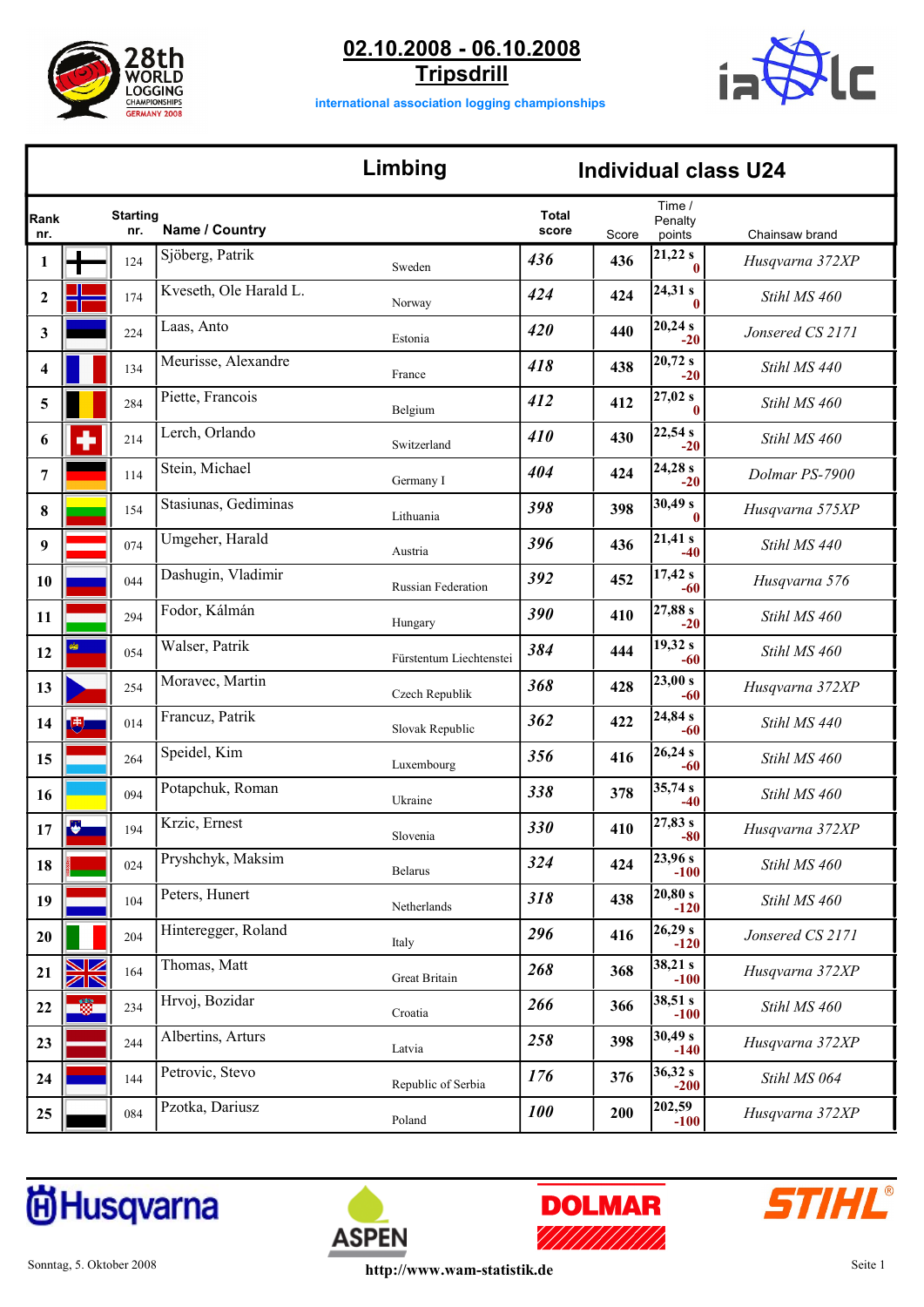# 02.10.2008 - 06.10.2008

## Tripsdrill

international association logging championships

## Limbing — Individual class U24

| Rank nr. | Starting nr. | Name / Country | | Total score | Score | Time / Penalty points | | Chainsaw brand |
|---|---|---|---|---|---|---|---|---|
| 1 | 124 | Sjöberg, Patrik | Sweden | *436* | 436 | 21,22 s | 0 | *Husqvarna 372XP* |
| 2 | 174 | Kveseth, Ole Harald L. | Norway | *424* | 424 | 24,31 s | 0 | *Stihl MS 460* |
| 3 | 224 | Laas, Anto | Estonia | *420* | 440 | 20,24 s | -20 | *Jonsered CS 2171* |
| 4 | 134 | Meurisse, Alexandre | France | *418* | 438 | 20,72 s | -20 | *Stihl MS 440* |
| 5 | 284 | Piette, Francois | Belgium | *412* | 412 | 27,02 s | 0 | *Stihl MS 460* |
| 6 | 214 | Lerch, Orlando | Switzerland | *410* | 430 | 22,54 s | -20 | *Stihl MS 460* |
| 7 | 114 | Stein, Michael | Germany I | *404* | 424 | 24,28 s | -20 | *Dolmar PS-7900* |
| 8 | 154 | Stasiunas, Gediminas | Lithuania | *398* | 398 | 30,49 s | 0 | *Husqvarna 575XP* |
| 9 | 074 | Umgeher, Harald | Austria | *396* | 436 | 21,41 s | -40 | *Stihl MS 440* |
| 10 | 044 | Dashugin, Vladimir | Russian Federation | *392* | 452 | 17,42 s | -60 | *Husqvarna 576* |
| 11 | 294 | Fodor, Kálmán | Hungary | *390* | 410 | 27,88 s | -20 | *Stihl MS 460* |
| 12 | 054 | Walser, Patrik | Fürstentum Liechtenstei | *384* | 444 | 19,32 s | -60 | *Stihl MS 460* |
| 13 | 254 | Moravec, Martin | Czech Republik | *368* | 428 | 23,00 s | -60 | *Husqvarna 372XP* |
| 14 | 014 | Francuz, Patrik | Slovak Republic | *362* | 422 | 24,84 s | -60 | *Stihl MS 440* |
| 15 | 264 | Speidel, Kim | Luxembourg | *356* | 416 | 26,24 s | -60 | *Stihl MS 460* |
| 16 | 094 | Potapchuk, Roman | Ukraine | *338* | 378 | 35,74 s | -40 | *Stihl MS 460* |
| 17 | 194 | Krzic, Ernest | Slovenia | *330* | 410 | 27,83 s | -80 | *Husqvarna 372XP* |
| 18 | 024 | Pryshchyk, Maksim | Belarus | *324* | 424 | 23,96 s | -100 | *Stihl MS 460* |
| 19 | 104 | Peters, Hunert | Netherlands | *318* | 438 | 20,80 s | -120 | *Stihl MS 460* |
| 20 | 204 | Hinteregger, Roland | Italy | *296* | 416 | 26,29 s | -120 | *Jonsered CS 2171* |
| 21 | 164 | Thomas, Matt | Great Britain | *268* | 368 | 38,21 s | -100 | *Husqvarna 372XP* |
| 22 | 234 | Hrvoj, Bozidar | Croatia | *266* | 366 | 38,51 s | -100 | *Stihl MS 460* |
| 23 | 244 | Albertins, Arturs | Latvia | *258* | 398 | 30,49 s | -140 | *Husqvarna 372XP* |
| 24 | 144 | Petrovic, Stevo | Republic of Serbia | *176* | 376 | 36,32 s | -200 | *Stihl MS 064* |
| 25 | 084 | Pzotka, Dariusz | Poland | *100* | 200 | 202,59 | -100 | *Husqvarna 372XP* |

Sonntag, 5. Oktober 2008

http://www.wam-statistik.de